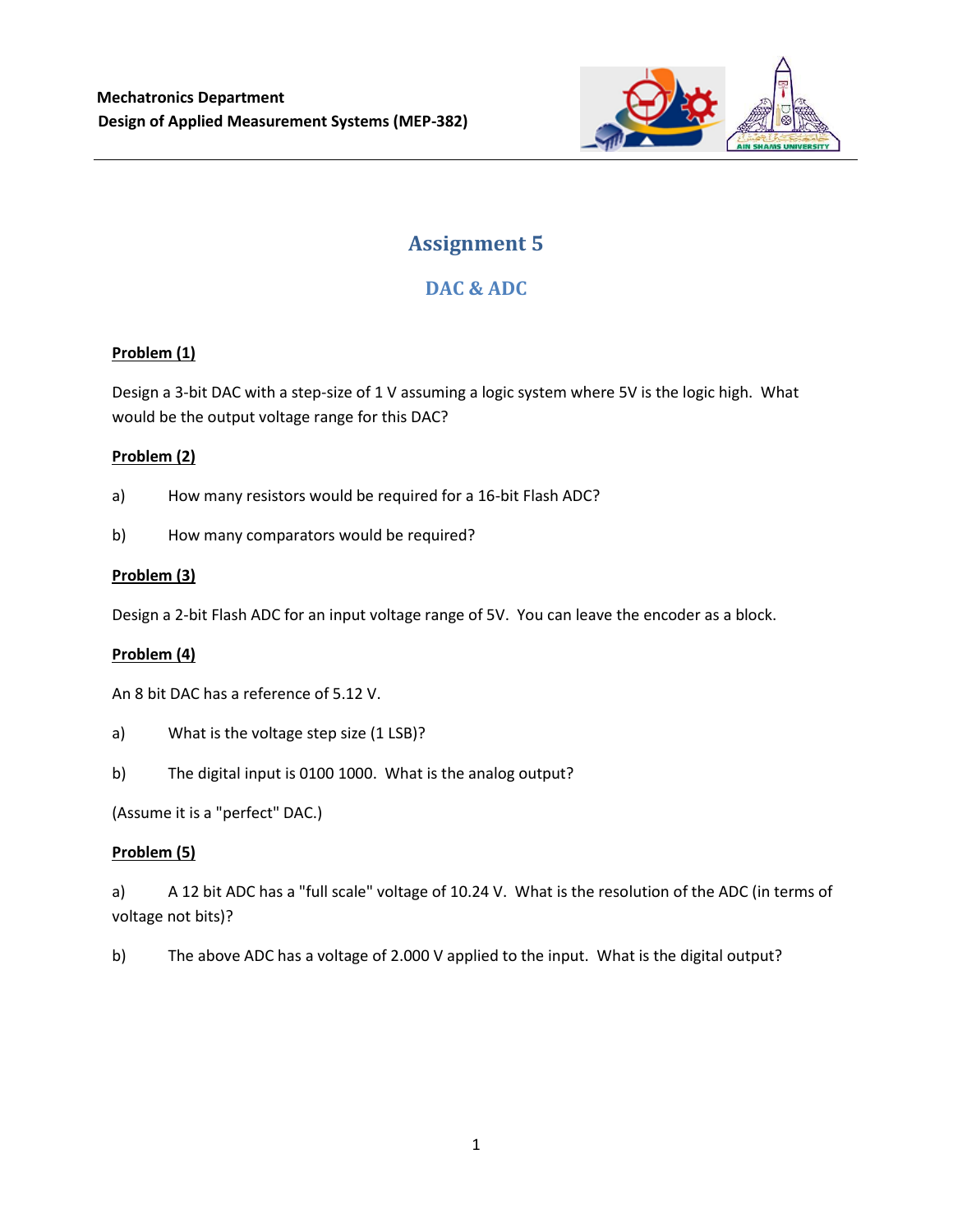**Mechatronics Department**
**Design of Applied Measurement Systems (MEP-382)**

# Assignment 5

## DAC & ADC

**Problem (1)**

Design a 3-bit DAC with a step-size of 1 V assuming a logic system where 5V is the logic high. What would be the output voltage range for this DAC?

**Problem (2)**

a) How many resistors would be required for a 16-bit Flash ADC?

b) How many comparators would be required?

**Problem (3)**

Design a 2-bit Flash ADC for an input voltage range of 5V. You can leave the encoder as a block.

**Problem (4)**

An 8 bit DAC has a reference of 5.12 V.

a) What is the voltage step size (1 LSB)?

b) The digital input is 0100 1000. What is the analog output?

(Assume it is a "perfect" DAC.)

**Problem (5)**

a) A 12 bit ADC has a "full scale" voltage of 10.24 V. What is the resolution of the ADC (in terms of voltage not bits)?

b) The above ADC has a voltage of 2.000 V applied to the input. What is the digital output?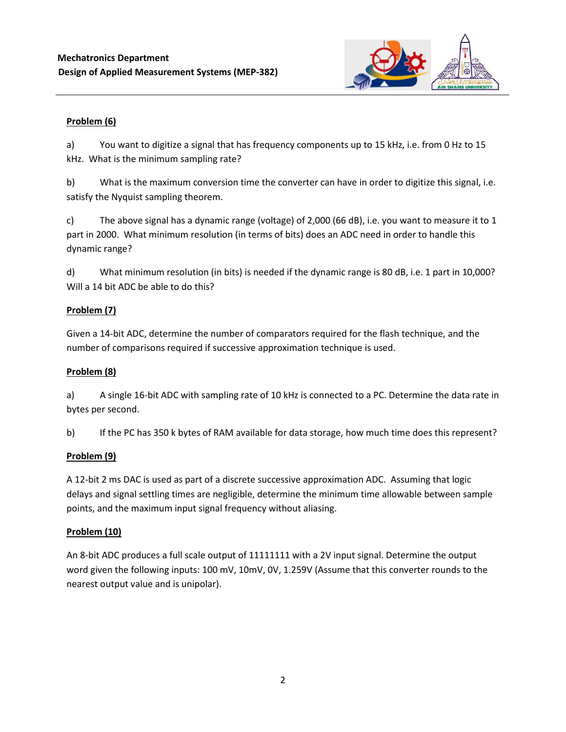**Mechatronics Department**
**Design of Applied Measurement Systems (MEP-382)**

**Problem (6)**

a) You want to digitize a signal that has frequency components up to 15 kHz, i.e. from 0 Hz to 15 kHz. What is the minimum sampling rate?

b) What is the maximum conversion time the converter can have in order to digitize this signal, i.e. satisfy the Nyquist sampling theorem.

c) The above signal has a dynamic range (voltage) of 2,000 (66 dB), i.e. you want to measure it to 1 part in 2000. What minimum resolution (in terms of bits) does an ADC need in order to handle this dynamic range?

d) What minimum resolution (in bits) is needed if the dynamic range is 80 dB, i.e. 1 part in 10,000? Will a 14 bit ADC be able to do this?

**Problem (7)**

Given a 14-bit ADC, determine the number of comparators required for the flash technique, and the number of comparisons required if successive approximation technique is used.

**Problem (8)**

a) A single 16-bit ADC with sampling rate of 10 kHz is connected to a PC. Determine the data rate in bytes per second.

b) If the PC has 350 k bytes of RAM available for data storage, how much time does this represent?

**Problem (9)**

A 12-bit 2 ms DAC is used as part of a discrete successive approximation ADC. Assuming that logic delays and signal settling times are negligible, determine the minimum time allowable between sample points, and the maximum input signal frequency without aliasing.

**Problem (10)**

An 8-bit ADC produces a full scale output of 11111111 with a 2V input signal. Determine the output word given the following inputs: 100 mV, 10mV, 0V, 1.259V (Assume that this converter rounds to the nearest output value and is unipolar).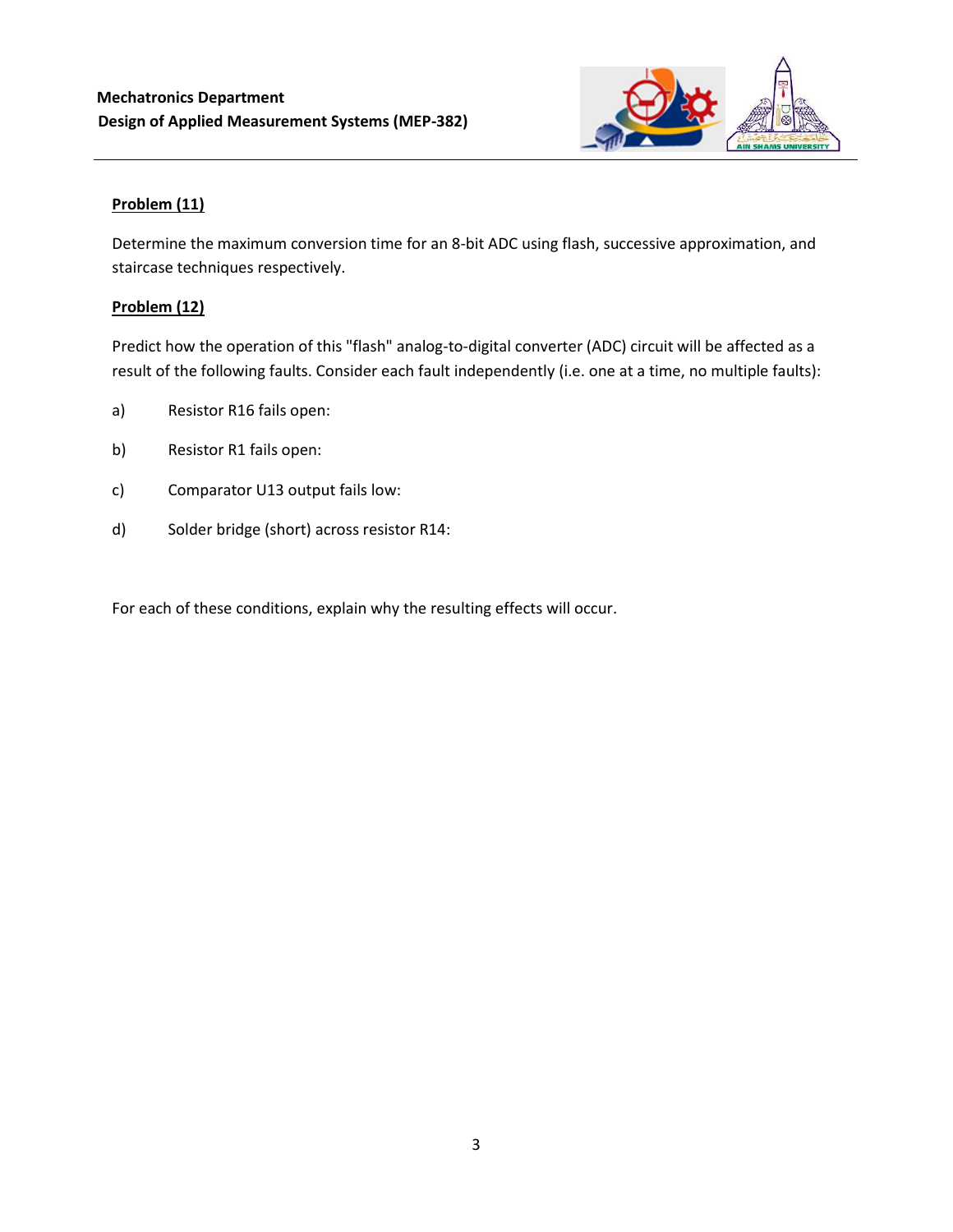## Problem (11)

Determine the maximum conversion time for an 8-bit ADC using flash, successive approximation, and staircase techniques respectively.

## Problem (12)

Predict how the operation of this "flash" analog-to-digital converter (ADC) circuit will be affected as a result of the following faults. Consider each fault independently (i.e. one at a time, no multiple faults):

a) Resistor R16 fails open:

b) Resistor R1 fails open:

c) Comparator U13 output fails low:

d) Solder bridge (short) across resistor R14:

For each of these conditions, explain why the resulting effects will occur.